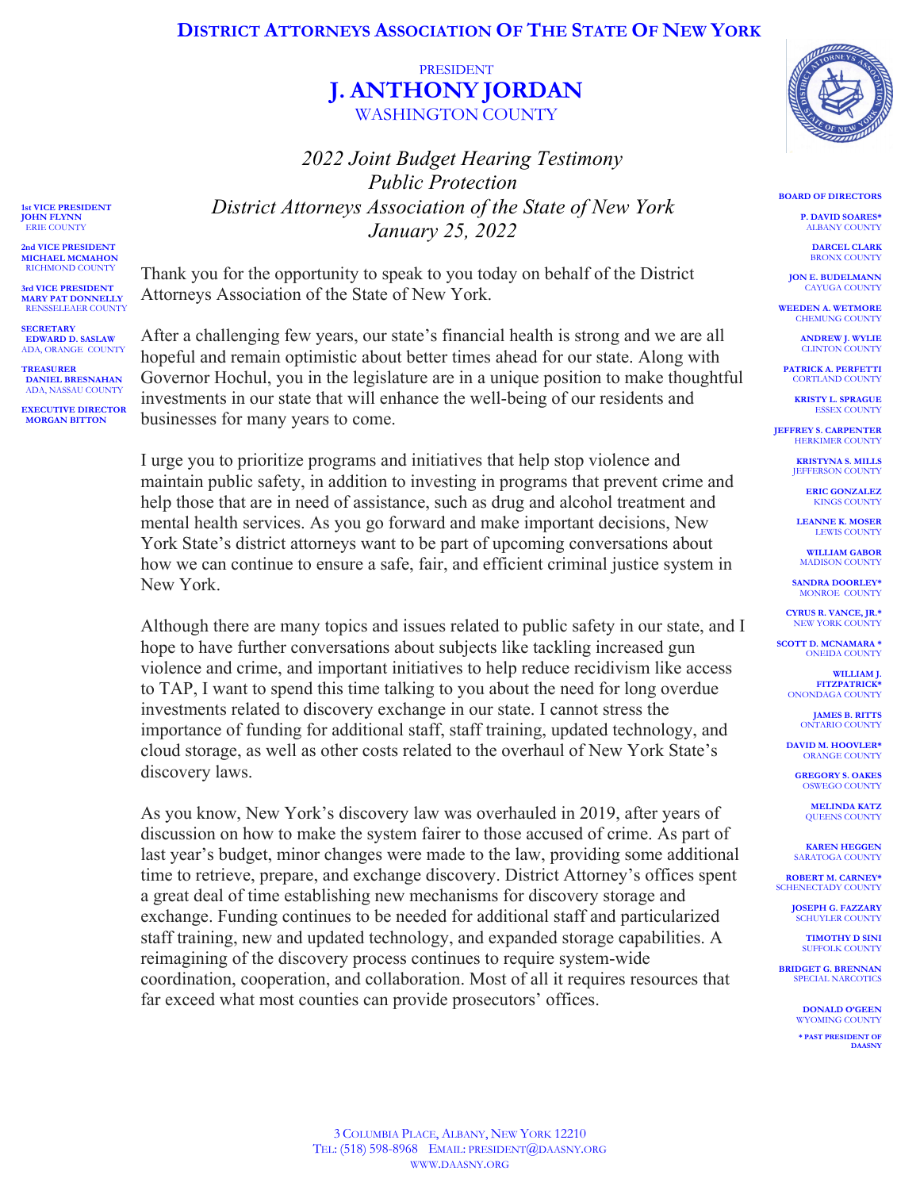# District Attorneys Association Of The State Of New York

PRESIDENT
**J. ANTHONY JORDAN**
WASHINGTON COUNTY

**1st VICE PRESIDENT**
**JOHN FLYNN**
ERIE COUNTY

**2nd VICE PRESIDENT**
**MICHAEL MCMAHON**
RICHMOND COUNTY

**3rd VICE PRESIDENT**
**MARY PAT DONNELLY**
RENSSELEAER COUNTY

**SECRETARY**
**EDWARD D. SASLAW**
ADA, ORANGE COUNTY

**TREASURER**
**DANIEL BRESNAHAN**
ADA, NASSAU COUNTY

**EXECUTIVE DIRECTOR**
**MORGAN BITTON**

**BOARD OF DIRECTORS**

**P. DAVID SOARES*** — ALBANY COUNTY
**DARCEL CLARK** — BRONX COUNTY
**JON E. BUDELMANN** — CAYUGA COUNTY
**WEEDEN A. WETMORE** — CHEMUNG COUNTY
**ANDREW J. WYLIE** — CLINTON COUNTY
**PATRICK A. PERFETTI** — CORTLAND COUNTY
**KRISTY L. SPRAGUE** — ESSEX COUNTY
**JEFFREY S. CARPENTER** — HERKIMER COUNTY
**KRISTYNA S. MILLS** — JEFFERSON COUNTY
**ERIC GONZALEZ** — KINGS COUNTY
**LEANNE K. MOSER** — LEWIS COUNTY
**WILLIAM GABOR** — MADISON COUNTY
**SANDRA DOORLEY*** — MONROE COUNTY
**CYRUS R. VANCE, JR.*** — NEW YORK COUNTY
**SCOTT D. MCNAMARA *** — ONEIDA COUNTY
**WILLIAM J. FITZPATRICK*** — ONONDAGA COUNTY
**JAMES B. RITTS** — ONTARIO COUNTY
**DAVID M. HOOVLER*** — ORANGE COUNTY
**GREGORY S. OAKES** — OSWEGO COUNTY
**MELINDA KATZ** — QUEENS COUNTY
**KAREN HEGGEN** — SARATOGA COUNTY
**ROBERT M. CARNEY*** — SCHENECTADY COUNTY
**JOSEPH G. FAZZARY** — SCHUYLER COUNTY
**TIMOTHY D SINI** — SUFFOLK COUNTY
**BRIDGET G. BRENNAN** — SPECIAL NARCOTICS
**DONALD O'GEEN** — WYOMING COUNTY

\* PAST PRESIDENT OF DAASNY

*2022 Joint Budget Hearing Testimony*
*Public Protection*
*District Attorneys Association of the State of New York*
*January 25, 2022*

Thank you for the opportunity to speak to you today on behalf of the District Attorneys Association of the State of New York.

After a challenging few years, our state's financial health is strong and we are all hopeful and remain optimistic about better times ahead for our state. Along with Governor Hochul, you in the legislature are in a unique position to make thoughtful investments in our state that will enhance the well-being of our residents and businesses for many years to come.

I urge you to prioritize programs and initiatives that help stop violence and maintain public safety, in addition to investing in programs that prevent crime and help those that are in need of assistance, such as drug and alcohol treatment and mental health services. As you go forward and make important decisions, New York State's district attorneys want to be part of upcoming conversations about how we can continue to ensure a safe, fair, and efficient criminal justice system in New York.

Although there are many topics and issues related to public safety in our state, and I hope to have further conversations about subjects like tackling increased gun violence and crime, and important initiatives to help reduce recidivism like access to TAP, I want to spend this time talking to you about the need for long overdue investments related to discovery exchange in our state. I cannot stress the importance of funding for additional staff, staff training, updated technology, and cloud storage, as well as other costs related to the overhaul of New York State's discovery laws.

As you know, New York's discovery law was overhauled in 2019, after years of discussion on how to make the system fairer to those accused of crime. As part of last year's budget, minor changes were made to the law, providing some additional time to retrieve, prepare, and exchange discovery. District Attorney's offices spent a great deal of time establishing new mechanisms for discovery storage and exchange. Funding continues to be needed for additional staff and particularized staff training, new and updated technology, and expanded storage capabilities. A reimagining of the discovery process continues to require system-wide coordination, cooperation, and collaboration. Most of all it requires resources that far exceed what most counties can provide prosecutors' offices.

3 Columbia Place, Albany, New York 12210
Tel: (518) 598-8968 Email: president@daasny.org
www.daasny.org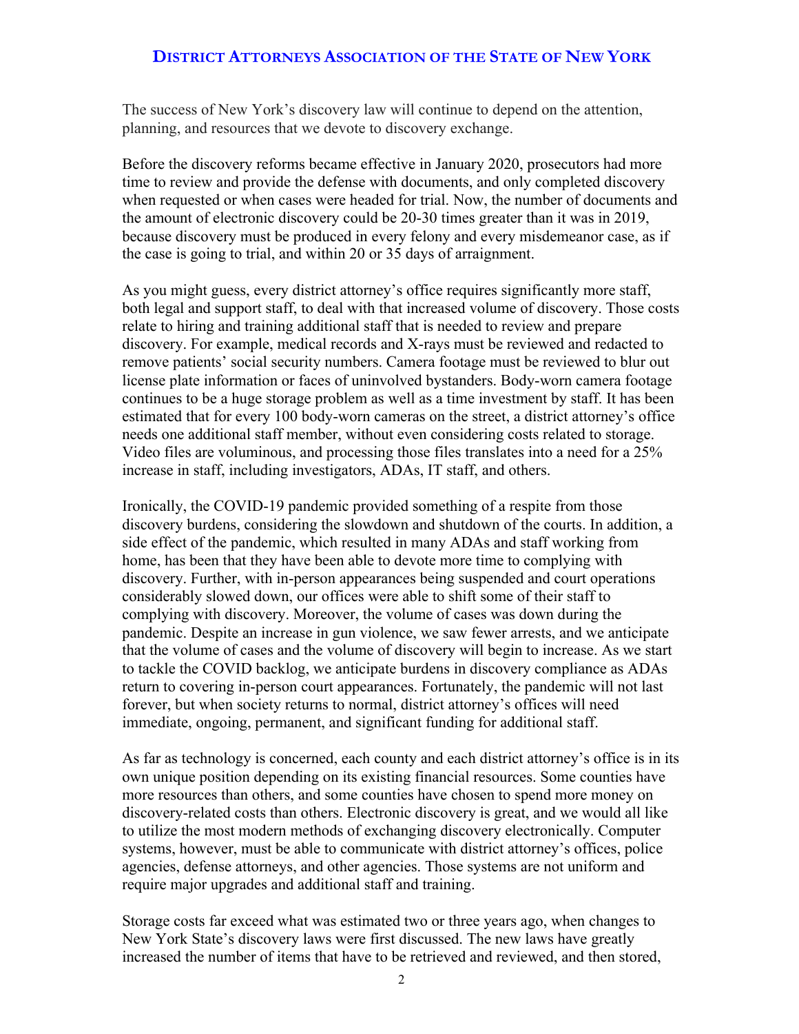The success of New York's discovery law will continue to depend on the attention, planning, and resources that we devote to discovery exchange.

Before the discovery reforms became effective in January 2020, prosecutors had more time to review and provide the defense with documents, and only completed discovery when requested or when cases were headed for trial. Now, the number of documents and the amount of electronic discovery could be 20-30 times greater than it was in 2019, because discovery must be produced in every felony and every misdemeanor case, as if the case is going to trial, and within 20 or 35 days of arraignment.

As you might guess, every district attorney's office requires significantly more staff, both legal and support staff, to deal with that increased volume of discovery. Those costs relate to hiring and training additional staff that is needed to review and prepare discovery. For example, medical records and X-rays must be reviewed and redacted to remove patients' social security numbers. Camera footage must be reviewed to blur out license plate information or faces of uninvolved bystanders. Body-worn camera footage continues to be a huge storage problem as well as a time investment by staff. It has been estimated that for every 100 body-worn cameras on the street, a district attorney's office needs one additional staff member, without even considering costs related to storage. Video files are voluminous, and processing those files translates into a need for a 25% increase in staff, including investigators, ADAs, IT staff, and others.

Ironically, the COVID-19 pandemic provided something of a respite from those discovery burdens, considering the slowdown and shutdown of the courts. In addition, a side effect of the pandemic, which resulted in many ADAs and staff working from home, has been that they have been able to devote more time to complying with discovery. Further, with in-person appearances being suspended and court operations considerably slowed down, our offices were able to shift some of their staff to complying with discovery. Moreover, the volume of cases was down during the pandemic. Despite an increase in gun violence, we saw fewer arrests, and we anticipate that the volume of cases and the volume of discovery will begin to increase. As we start to tackle the COVID backlog, we anticipate burdens in discovery compliance as ADAs return to covering in-person court appearances. Fortunately, the pandemic will not last forever, but when society returns to normal, district attorney's offices will need immediate, ongoing, permanent, and significant funding for additional staff.

As far as technology is concerned, each county and each district attorney's office is in its own unique position depending on its existing financial resources. Some counties have more resources than others, and some counties have chosen to spend more money on discovery-related costs than others. Electronic discovery is great, and we would all like to utilize the most modern methods of exchanging discovery electronically. Computer systems, however, must be able to communicate with district attorney's offices, police agencies, defense attorneys, and other agencies. Those systems are not uniform and require major upgrades and additional staff and training.

Storage costs far exceed what was estimated two or three years ago, when changes to New York State's discovery laws were first discussed. The new laws have greatly increased the number of items that have to be retrieved and reviewed, and then stored,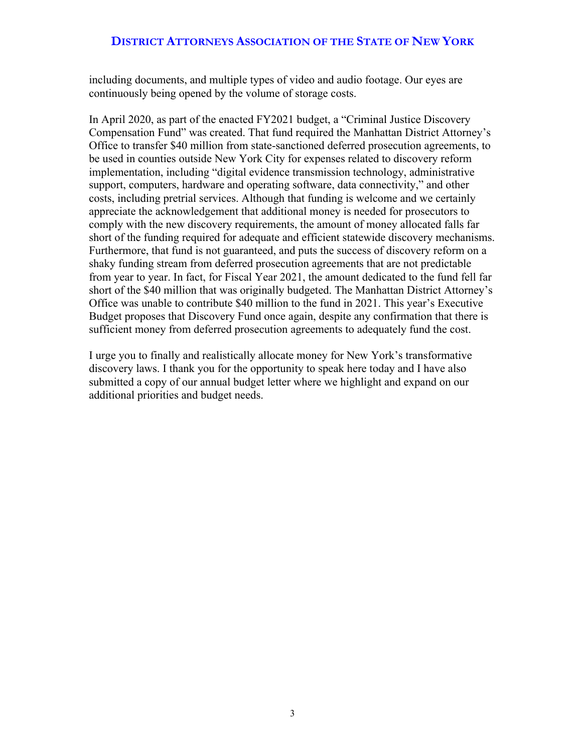including documents, and multiple types of video and audio footage. Our eyes are continuously being opened by the volume of storage costs.

In April 2020, as part of the enacted FY2021 budget, a "Criminal Justice Discovery Compensation Fund" was created. That fund required the Manhattan District Attorney's Office to transfer $40 million from state-sanctioned deferred prosecution agreements, to be used in counties outside New York City for expenses related to discovery reform implementation, including "digital evidence transmission technology, administrative support, computers, hardware and operating software, data connectivity," and other costs, including pretrial services. Although that funding is welcome and we certainly appreciate the acknowledgement that additional money is needed for prosecutors to comply with the new discovery requirements, the amount of money allocated falls far short of the funding required for adequate and efficient statewide discovery mechanisms. Furthermore, that fund is not guaranteed, and puts the success of discovery reform on a shaky funding stream from deferred prosecution agreements that are not predictable from year to year. In fact, for Fiscal Year 2021, the amount dedicated to the fund fell far short of the $40 million that was originally budgeted. The Manhattan District Attorney's Office was unable to contribute $40 million to the fund in 2021. This year's Executive Budget proposes that Discovery Fund once again, despite any confirmation that there is sufficient money from deferred prosecution agreements to adequately fund the cost.

I urge you to finally and realistically allocate money for New York's transformative discovery laws. I thank you for the opportunity to speak here today and I have also submitted a copy of our annual budget letter where we highlight and expand on our additional priorities and budget needs.